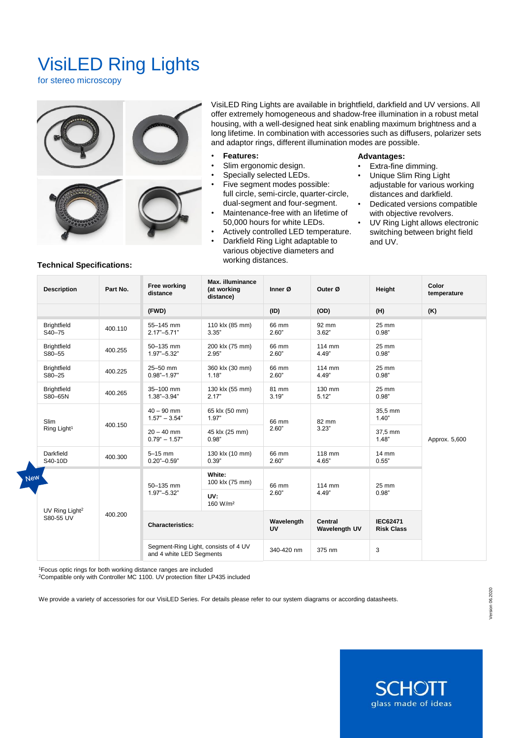# VisiLED Ring Lights

for stereo microscopy

VisiLED Ring Lights are available in brightfield, darkfield and UV versions. All offer extremely homogeneous and shadow-free illumination in a robust metal housing, with a well-designed heat sink enabling maximum brightness and a long lifetime. In combination with accessories such as diffusers, polarizer sets and adaptor rings, different illumination modes are possible.

**Features:**
- Slim ergonomic design.
- Specially selected LEDs.
- Five segment modes possible: full circle, semi-circle, quarter-circle, dual-segment and four-segment.
- Maintenance-free with an lifetime of 50,000 hours for white LEDs.
- Actively controlled LED temperature.
- Darkfield Ring Light adaptable to various objective diameters and working distances.

**Advantages:**
- Extra-fine dimming.
- Unique Slim Ring Light adjustable for various working distances and darkfield.
- Dedicated versions compatible with objective revolvers.
- UV Ring Light allows electronic switching between bright field and UV.

**Technical Specifications:**

| Description | Part No. | Free working distance | Max. illuminance (at working distance) | Inner Ø | Outer Ø | Height | Color temperature |
|---|---|---|---|---|---|---|---|
| | | (FWD) | | (ID) | (OD) | (H) | (K) |
| Brightfield S40–75 | 400.110 | 55–145 mm 2.17"–5.71" | 110 klx (85 mm) 3.35" | 66 mm 2.60" | 92 mm 3.62" | 25 mm 0.98" | Approx. 5,600 |
| Brightfield S80–55 | 400.255 | 50–135 mm 1.97"–5.32" | 200 klx (75 mm) 2.95" | 66 mm 2.60" | 114 mm 4.49" | 25 mm 0.98" | |
| Brightfield S80–25 | 400.225 | 25–50 mm 0.98"–1.97" | 360 klx (30 mm) 1.18" | 66 mm 2.60" | 114 mm 4.49" | 25 mm 0.98" | |
| Brightfield S80–65N | 400.265 | 35–100 mm 1.38"–3.94" | 130 klx (55 mm) 2.17" | 81 mm 3.19" | 130 mm 5.12" | 25 mm 0.98" | |
| Slim Ring Light[1] | 400.150 | 40 – 90 mm 1.57" – 3.54" | 65 klx (50 mm) 1.97" | 66 mm 2.60" | 82 mm 3.23" | 35,5 mm 1.40" | |
| | | 20 – 40 mm 0.79" – 1.57" | 45 klx (25 mm) 0.98" | | | 37,5 mm 1.48" | |
| Darkfield S40-10D | 400.300 | 5–15 mm 0.20"–0.59" | 130 klx (10 mm) 0.39" | 66 mm 2.60" | 118 mm 4.65" | 14 mm 0.55" | |
| New UV Ring Light[2] S80-55 UV | 400.200 | 50–135 mm 1.97"–5.32" | **White:** 100 klx (75 mm) | 66 mm 2.60" | 114 mm 4.49" | 25 mm 0.98" | |
| | | | **UV:** 160 W/m² | | | | |
| | | **Characteristics:** | | **Wavelength UV** | **Central Wavelength UV** | **IEC62471 Risk Class** | |
| | | Segment-Ring Light, consists of 4 UV and 4 white LED Segments | | 340-420 nm | 375 nm | 3 | |

[1]Focus optic rings for both working distance ranges are included
[2]Compatible only with Controller MC 1100. UV protection filter LP435 included

We provide a variety of accessories for our VisiLED Series. For details please refer to our system diagrams or according datasheets.

Version 06.2020

SCHOTT
glass made of ideas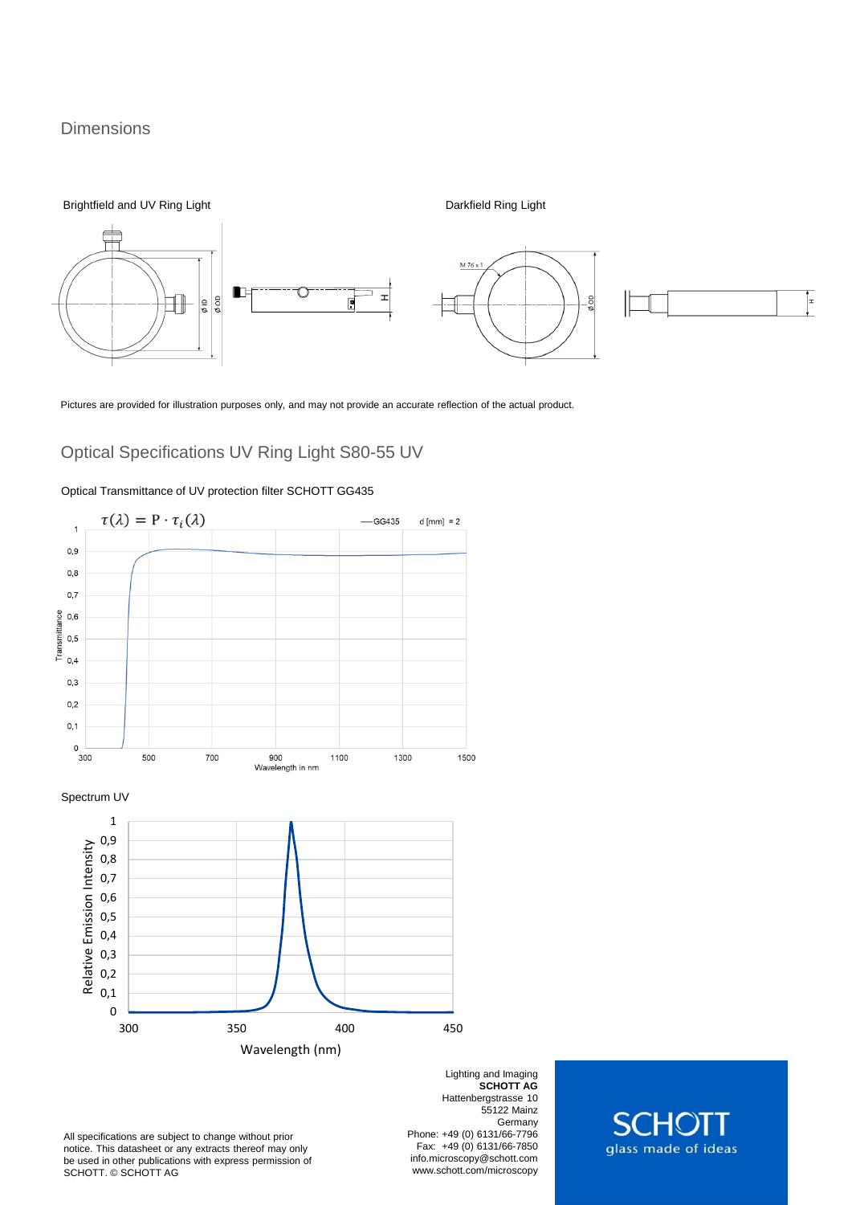## Dimensions

Brightfield and UV Ring Light

ø ID
ø OD
H

Darkfield Ring Light

M 76 x 1
ø OD
H

Pictures are provided for illustration purposes only, and may not provide an accurate reflection of the actual product.

## Optical Specifications UV Ring Light S80-55 UV

Optical Transmittance of UV protection filter SCHOTT GG435

$\tau(\lambda) = \mathrm{P} \cdot \tau_i(\lambda)$

GG435 d [mm] = 2

Transmittance

1
0,9
0,8
0,7
0,6
0,5
0,4
0,3
0,2
0,1
0

300 500 700 900 1100 1300 1500

Wavelength in nm

Spectrum UV

Relative Emission Intensity

1
0,9
0,8
0,7
0,6
0,5
0,4
0,3
0,2
0,1
0

300 350 400 450

Wavelength (nm)

All specifications are subject to change without prior notice. This datasheet or any extracts thereof may only be used in other publications with express permission of SCHOTT. © SCHOTT AG

Lighting and Imaging
**SCHOTT AG**
Hattenbergstrasse 10
55122 Mainz
Germany
Phone: +49 (0) 6131/66-7796
Fax: +49 (0) 6131/66-7850
info.microscopy@schott.com
www.schott.com/microscopy

SCHOTT
glass made of ideas